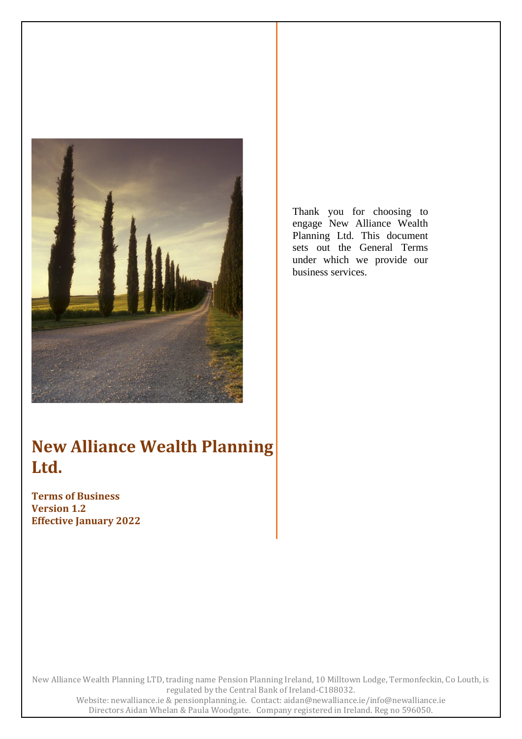# New Alliance Wealth Planning Ltd.

**Terms of Business**
**Version 1.2**
**Effective January 2022**

Thank you for choosing to engage New Alliance Wealth Planning Ltd. This document sets out the General Terms under which we provide our business services.

New Alliance Wealth Planning LTD, trading name Pension Planning Ireland, 10 Milltown Lodge, Termonfeckin, Co Louth, is regulated by the Central Bank of Ireland-C188032.
Website: newalliance.ie & pensionplanning.ie. Contact: aidan@newalliance.ie/info@newalliance.ie
Directors Aidan Whelan & Paula Woodgate. Company registered in Ireland. Reg no 596050.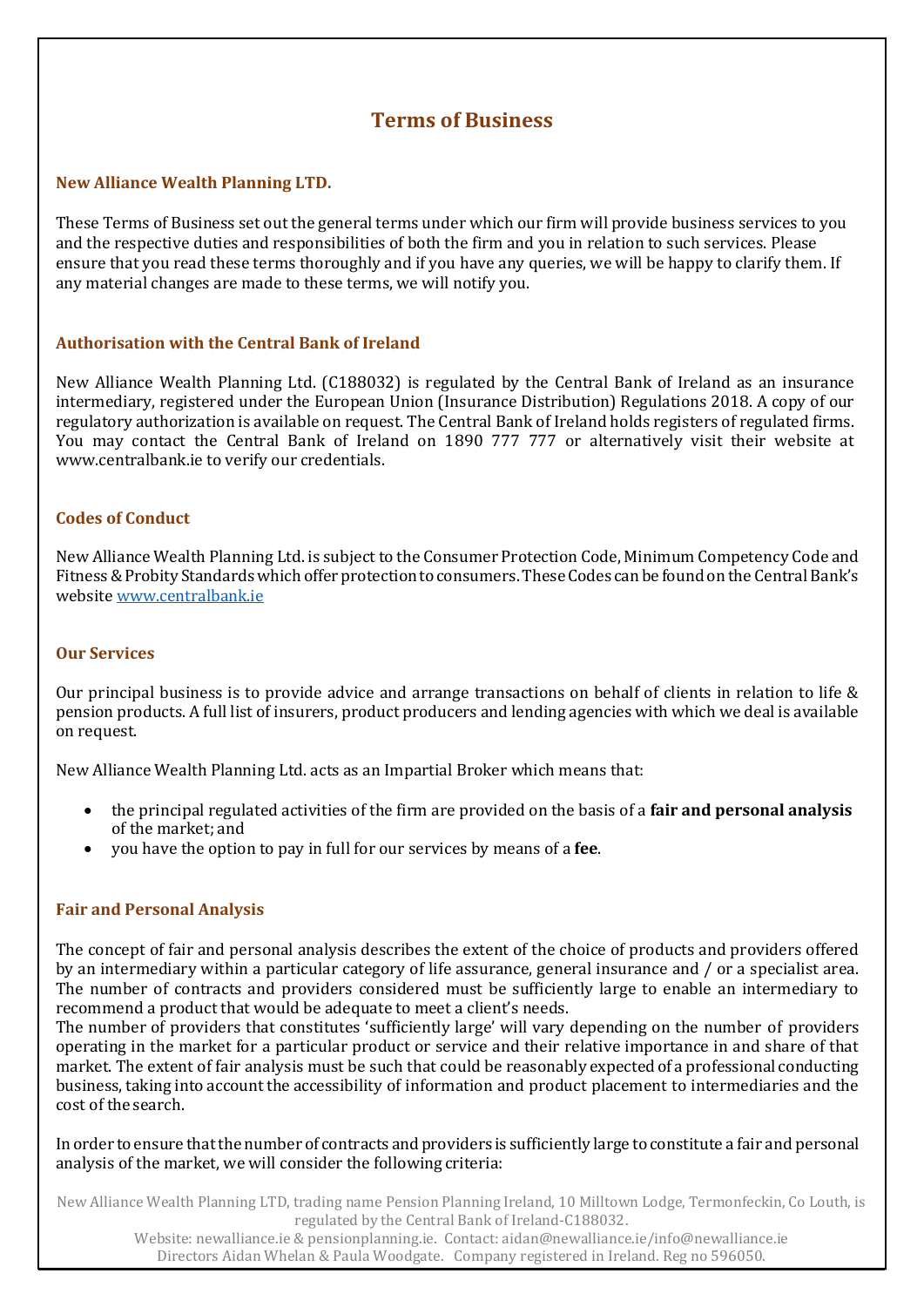# Terms of Business

### New Alliance Wealth Planning LTD.

These Terms of Business set out the general terms under which our firm will provide business services to you and the respective duties and responsibilities of both the firm and you in relation to such services. Please ensure that you read these terms thoroughly and if you have any queries, we will be happy to clarify them. If any material changes are made to these terms, we will notify you.

### Authorisation with the Central Bank of Ireland

New Alliance Wealth Planning Ltd. (C188032) is regulated by the Central Bank of Ireland as an insurance intermediary, registered under the European Union (Insurance Distribution) Regulations 2018. A copy of our regulatory authorization is available on request. The Central Bank of Ireland holds registers of regulated firms. You may contact the Central Bank of Ireland on 1890 777 777 or alternatively visit their website at www.centralbank.ie to verify our credentials.

### Codes of Conduct

New Alliance Wealth Planning Ltd. is subject to the Consumer Protection Code, Minimum Competency Code and Fitness & Probity Standards which offer protection to consumers. These Codes can be found on the Central Bank's website www.centralbank.ie

### Our Services

Our principal business is to provide advice and arrange transactions on behalf of clients in relation to life & pension products. A full list of insurers, product producers and lending agencies with which we deal is available on request.

New Alliance Wealth Planning Ltd. acts as an Impartial Broker which means that:

- the principal regulated activities of the firm are provided on the basis of a **fair and personal analysis** of the market; and
- you have the option to pay in full for our services by means of a **fee**.

### Fair and Personal Analysis

The concept of fair and personal analysis describes the extent of the choice of products and providers offered by an intermediary within a particular category of life assurance, general insurance and / or a specialist area. The number of contracts and providers considered must be sufficiently large to enable an intermediary to recommend a product that would be adequate to meet a client's needs.
The number of providers that constitutes 'sufficiently large' will vary depending on the number of providers operating in the market for a particular product or service and their relative importance in and share of that market. The extent of fair analysis must be such that could be reasonably expected of a professional conducting business, taking into account the accessibility of information and product placement to intermediaries and the cost of the search.

In order to ensure that the number of contracts and providers is sufficiently large to constitute a fair and personal analysis of the market, we will consider the following criteria:

New Alliance Wealth Planning LTD, trading name Pension Planning Ireland, 10 Milltown Lodge, Termonfeckin, Co Louth, is regulated by the Central Bank of Ireland-C188032.
Website: newalliance.ie & pensionplanning.ie. Contact: aidan@newalliance.ie/info@newalliance.ie
Directors Aidan Whelan & Paula Woodgate. Company registered in Ireland. Reg no 596050.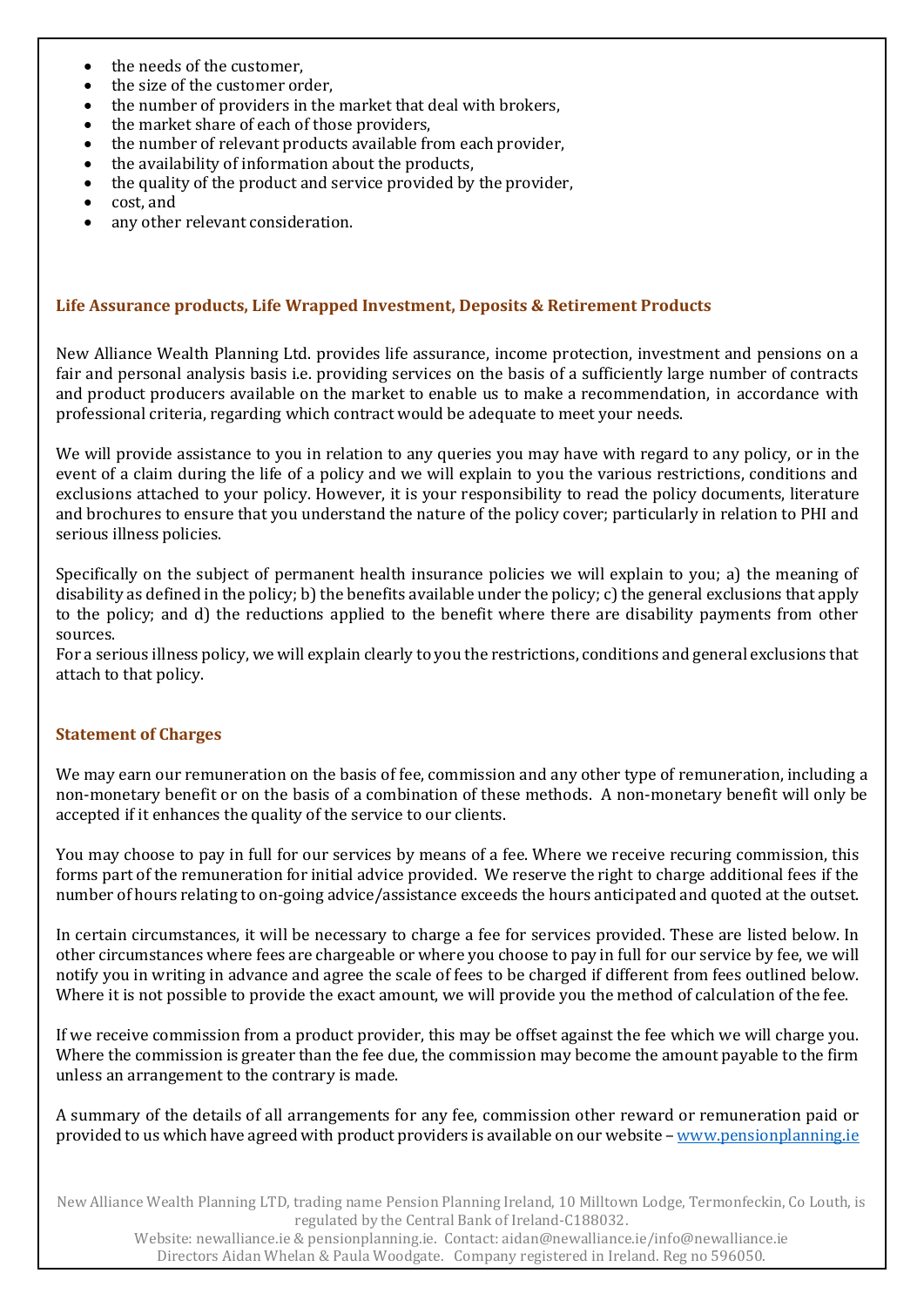- the needs of the customer,
- the size of the customer order,
- the number of providers in the market that deal with brokers,
- the market share of each of those providers,
- the number of relevant products available from each provider,
- the availability of information about the products,
- the quality of the product and service provided by the provider,
- cost, and
- any other relevant consideration.

## Life Assurance products, Life Wrapped Investment, Deposits & Retirement Products

New Alliance Wealth Planning Ltd. provides life assurance, income protection, investment and pensions on a fair and personal analysis basis i.e. providing services on the basis of a sufficiently large number of contracts and product producers available on the market to enable us to make a recommendation, in accordance with professional criteria, regarding which contract would be adequate to meet your needs.

We will provide assistance to you in relation to any queries you may have with regard to any policy, or in the event of a claim during the life of a policy and we will explain to you the various restrictions, conditions and exclusions attached to your policy. However, it is your responsibility to read the policy documents, literature and brochures to ensure that you understand the nature of the policy cover; particularly in relation to PHI and serious illness policies.

Specifically on the subject of permanent health insurance policies we will explain to you; a) the meaning of disability as defined in the policy; b) the benefits available under the policy; c) the general exclusions that apply to the policy; and d) the reductions applied to the benefit where there are disability payments from other sources.
For a serious illness policy, we will explain clearly to you the restrictions, conditions and general exclusions that attach to that policy.

## Statement of Charges

We may earn our remuneration on the basis of fee, commission and any other type of remuneration, including a non-monetary benefit or on the basis of a combination of these methods. A non-monetary benefit will only be accepted if it enhances the quality of the service to our clients.

You may choose to pay in full for our services by means of a fee. Where we receive recuring commission, this forms part of the remuneration for initial advice provided. We reserve the right to charge additional fees if the number of hours relating to on-going advice/assistance exceeds the hours anticipated and quoted at the outset.

In certain circumstances, it will be necessary to charge a fee for services provided. These are listed below. In other circumstances where fees are chargeable or where you choose to pay in full for our service by fee, we will notify you in writing in advance and agree the scale of fees to be charged if different from fees outlined below. Where it is not possible to provide the exact amount, we will provide you the method of calculation of the fee.

If we receive commission from a product provider, this may be offset against the fee which we will charge you. Where the commission is greater than the fee due, the commission may become the amount payable to the firm unless an arrangement to the contrary is made.

A summary of the details of all arrangements for any fee, commission other reward or remuneration paid or provided to us which have agreed with product providers is available on our website – [www.pensionplanning.ie](http://www.pensionplanning.ie)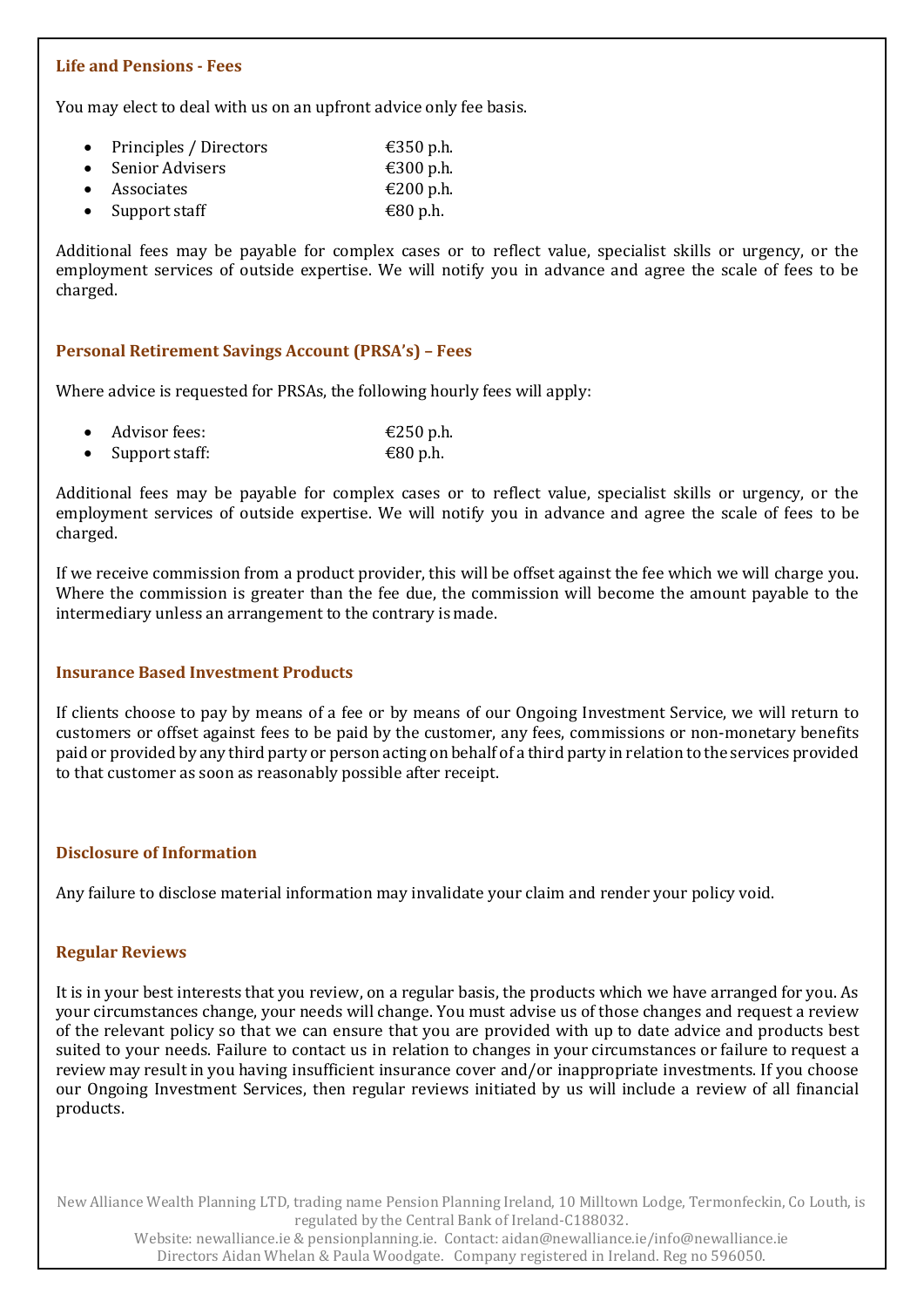## Life and Pensions - Fees

You may elect to deal with us on an upfront advice only fee basis.

- Principles / Directors €350 p.h.
- Senior Advisers €300 p.h.
- Associates €200 p.h.
- Support staff €80 p.h.

Additional fees may be payable for complex cases or to reflect value, specialist skills or urgency, or the employment services of outside expertise. We will notify you in advance and agree the scale of fees to be charged.

## Personal Retirement Savings Account (PRSA's) – Fees

Where advice is requested for PRSAs, the following hourly fees will apply:

- Advisor fees: €250 p.h.
- Support staff: €80 p.h.

Additional fees may be payable for complex cases or to reflect value, specialist skills or urgency, or the employment services of outside expertise. We will notify you in advance and agree the scale of fees to be charged.

If we receive commission from a product provider, this will be offset against the fee which we will charge you. Where the commission is greater than the fee due, the commission will become the amount payable to the intermediary unless an arrangement to the contrary is made.

## Insurance Based Investment Products

If clients choose to pay by means of a fee or by means of our Ongoing Investment Service, we will return to customers or offset against fees to be paid by the customer, any fees, commissions or non-monetary benefits paid or provided by any third party or person acting on behalf of a third party in relation to the services provided to that customer as soon as reasonably possible after receipt.

## Disclosure of Information

Any failure to disclose material information may invalidate your claim and render your policy void.

## Regular Reviews

It is in your best interests that you review, on a regular basis, the products which we have arranged for you. As your circumstances change, your needs will change. You must advise us of those changes and request a review of the relevant policy so that we can ensure that you are provided with up to date advice and products best suited to your needs. Failure to contact us in relation to changes in your circumstances or failure to request a review may result in you having insufficient insurance cover and/or inappropriate investments. If you choose our Ongoing Investment Services, then regular reviews initiated by us will include a review of all financial products.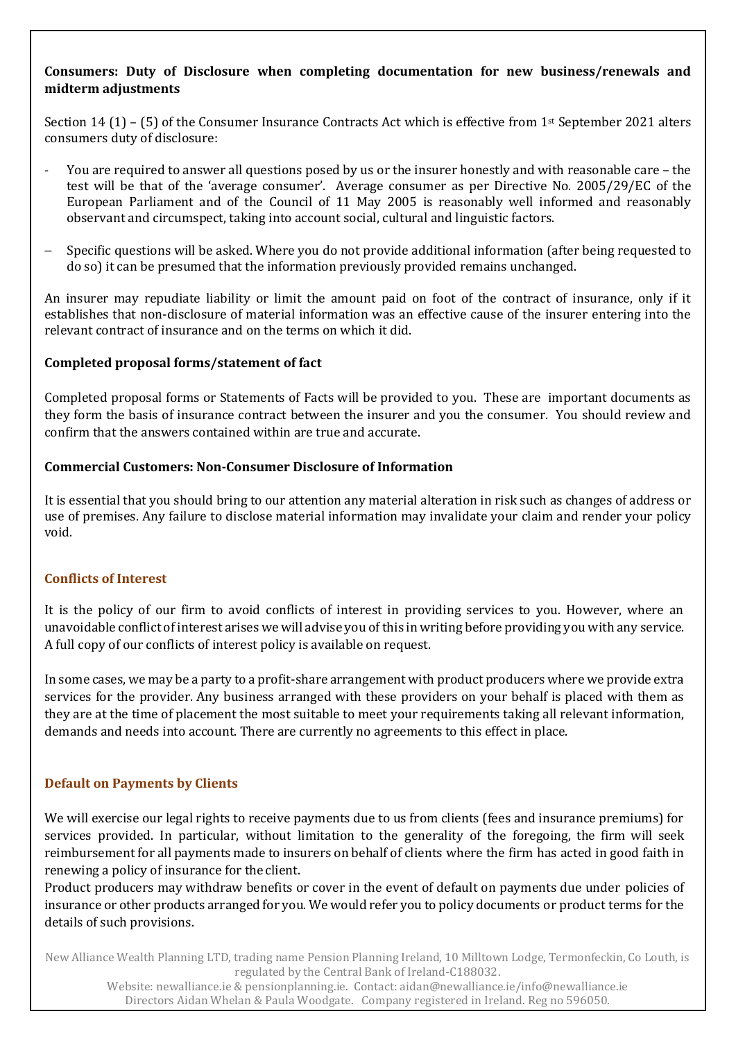**Consumers: Duty of Disclosure when completing documentation for new business/renewals and midterm adjustments**

Section 14 (1) – (5) of the Consumer Insurance Contracts Act which is effective from 1st September 2021 alters consumers duty of disclosure:

- You are required to answer all questions posed by us or the insurer honestly and with reasonable care – the test will be that of the 'average consumer'. Average consumer as per Directive No. 2005/29/EC of the European Parliament and of the Council of 11 May 2005 is reasonably well informed and reasonably observant and circumspect, taking into account social, cultural and linguistic factors.
- Specific questions will be asked. Where you do not provide additional information (after being requested to do so) it can be presumed that the information previously provided remains unchanged.

An insurer may repudiate liability or limit the amount paid on foot of the contract of insurance, only if it establishes that non-disclosure of material information was an effective cause of the insurer entering into the relevant contract of insurance and on the terms on which it did.

**Completed proposal forms/statement of fact**

Completed proposal forms or Statements of Facts will be provided to you. These are important documents as they form the basis of insurance contract between the insurer and you the consumer. You should review and confirm that the answers contained within are true and accurate.

**Commercial Customers: Non-Consumer Disclosure of Information**

It is essential that you should bring to our attention any material alteration in risk such as changes of address or use of premises. Any failure to disclose material information may invalidate your claim and render your policy void.

## Conflicts of Interest

It is the policy of our firm to avoid conflicts of interest in providing services to you. However, where an unavoidable conflict of interest arises we will advise you of this in writing before providing you with any service. A full copy of our conflicts of interest policy is available on request.

In some cases, we may be a party to a profit-share arrangement with product producers where we provide extra services for the provider. Any business arranged with these providers on your behalf is placed with them as they are at the time of placement the most suitable to meet your requirements taking all relevant information, demands and needs into account. There are currently no agreements to this effect in place.

## Default on Payments by Clients

We will exercise our legal rights to receive payments due to us from clients (fees and insurance premiums) for services provided. In particular, without limitation to the generality of the foregoing, the firm will seek reimbursement for all payments made to insurers on behalf of clients where the firm has acted in good faith in renewing a policy of insurance for the client.

Product producers may withdraw benefits or cover in the event of default on payments due under policies of insurance or other products arranged for you. We would refer you to policy documents or product terms for the details of such provisions.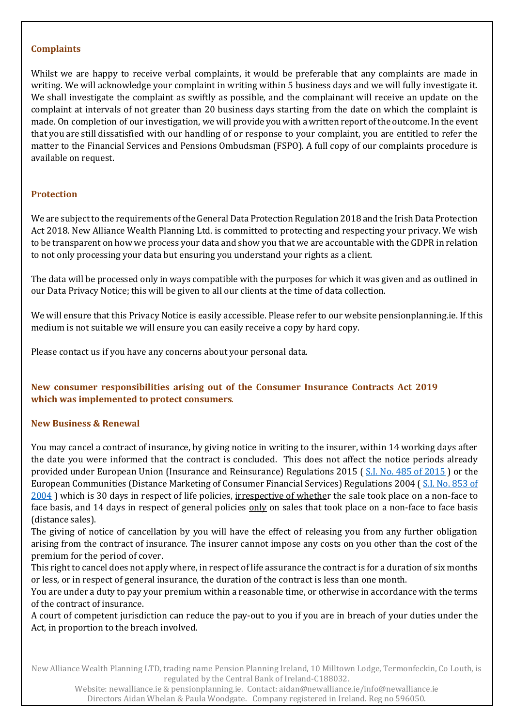### Complaints

Whilst we are happy to receive verbal complaints, it would be preferable that any complaints are made in writing. We will acknowledge your complaint in writing within 5 business days and we will fully investigate it. We shall investigate the complaint as swiftly as possible, and the complainant will receive an update on the complaint at intervals of not greater than 20 business days starting from the date on which the complaint is made. On completion of our investigation, we will provide you with a written report of the outcome. In the event that you are still dissatisfied with our handling of or response to your complaint, you are entitled to refer the matter to the Financial Services and Pensions Ombudsman (FSPO). A full copy of our complaints procedure is available on request.

### Protection

We are subject to the requirements of the General Data Protection Regulation 2018 and the Irish Data Protection Act 2018. New Alliance Wealth Planning Ltd. is committed to protecting and respecting your privacy. We wish to be transparent on how we process your data and show you that we are accountable with the GDPR in relation to not only processing your data but ensuring you understand your rights as a client.

The data will be processed only in ways compatible with the purposes for which it was given and as outlined in our Data Privacy Notice; this will be given to all our clients at the time of data collection.

We will ensure that this Privacy Notice is easily accessible. Please refer to our website pensionplanning.ie. If this medium is not suitable we will ensure you can easily receive a copy by hard copy.

Please contact us if you have any concerns about your personal data.

### New consumer responsibilities arising out of the Consumer Insurance Contracts Act 2019 which was implemented to protect consumers.

### New Business & Renewal

You may cancel a contract of insurance, by giving notice in writing to the insurer, within 14 working days after the date you were informed that the contract is concluded. This does not affect the notice periods already provided under European Union (Insurance and Reinsurance) Regulations 2015 ( S.I. No. 485 of 2015 ) or the European Communities (Distance Marketing of Consumer Financial Services) Regulations 2004 ( S.I. No. 853 of 2004 ) which is 30 days in respect of life policies, irrespective of whether the sale took place on a non-face to face basis, and 14 days in respect of general policies only on sales that took place on a non-face to face basis (distance sales).

The giving of notice of cancellation by you will have the effect of releasing you from any further obligation arising from the contract of insurance. The insurer cannot impose any costs on you other than the cost of the premium for the period of cover.

This right to cancel does not apply where, in respect of life assurance the contract is for a duration of six months or less, or in respect of general insurance, the duration of the contract is less than one month.

You are under a duty to pay your premium within a reasonable time, or otherwise in accordance with the terms of the contract of insurance.

A court of competent jurisdiction can reduce the pay-out to you if you are in breach of your duties under the Act, in proportion to the breach involved.

New Alliance Wealth Planning LTD, trading name Pension Planning Ireland, 10 Milltown Lodge, Termonfeckin, Co Louth, is regulated by the Central Bank of Ireland-C188032.
Website: newalliance.ie & pensionplanning.ie. Contact: aidan@newalliance.ie/info@newalliance.ie
Directors Aidan Whelan & Paula Woodgate. Company registered in Ireland. Reg no 596050.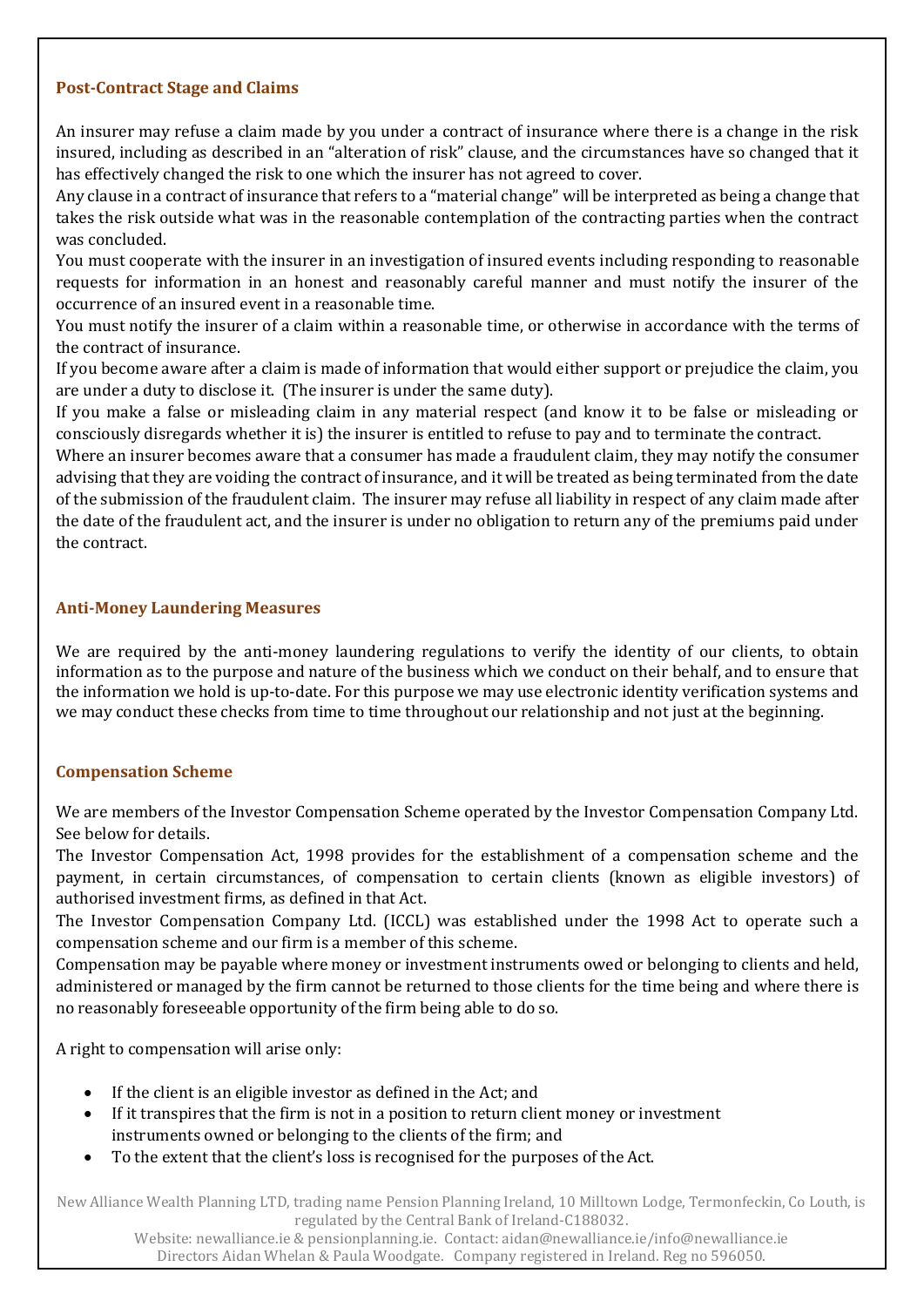## Post-Contract Stage and Claims

An insurer may refuse a claim made by you under a contract of insurance where there is a change in the risk insured, including as described in an "alteration of risk" clause, and the circumstances have so changed that it has effectively changed the risk to one which the insurer has not agreed to cover.

Any clause in a contract of insurance that refers to a "material change" will be interpreted as being a change that takes the risk outside what was in the reasonable contemplation of the contracting parties when the contract was concluded.

You must cooperate with the insurer in an investigation of insured events including responding to reasonable requests for information in an honest and reasonably careful manner and must notify the insurer of the occurrence of an insured event in a reasonable time.

You must notify the insurer of a claim within a reasonable time, or otherwise in accordance with the terms of the contract of insurance.

If you become aware after a claim is made of information that would either support or prejudice the claim, you are under a duty to disclose it. (The insurer is under the same duty).

If you make a false or misleading claim in any material respect (and know it to be false or misleading or consciously disregards whether it is) the insurer is entitled to refuse to pay and to terminate the contract.

Where an insurer becomes aware that a consumer has made a fraudulent claim, they may notify the consumer advising that they are voiding the contract of insurance, and it will be treated as being terminated from the date of the submission of the fraudulent claim. The insurer may refuse all liability in respect of any claim made after the date of the fraudulent act, and the insurer is under no obligation to return any of the premiums paid under the contract.

## Anti-Money Laundering Measures

We are required by the anti-money laundering regulations to verify the identity of our clients, to obtain information as to the purpose and nature of the business which we conduct on their behalf, and to ensure that the information we hold is up-to-date. For this purpose we may use electronic identity verification systems and we may conduct these checks from time to time throughout our relationship and not just at the beginning.

## Compensation Scheme

We are members of the Investor Compensation Scheme operated by the Investor Compensation Company Ltd. See below for details.

The Investor Compensation Act, 1998 provides for the establishment of a compensation scheme and the payment, in certain circumstances, of compensation to certain clients (known as eligible investors) of authorised investment firms, as defined in that Act.

The Investor Compensation Company Ltd. (ICCL) was established under the 1998 Act to operate such a compensation scheme and our firm is a member of this scheme.

Compensation may be payable where money or investment instruments owed or belonging to clients and held, administered or managed by the firm cannot be returned to those clients for the time being and where there is no reasonably foreseeable opportunity of the firm being able to do so.

A right to compensation will arise only:

- If the client is an eligible investor as defined in the Act; and
- If it transpires that the firm is not in a position to return client money or investment instruments owned or belonging to the clients of the firm; and
- To the extent that the client's loss is recognised for the purposes of the Act.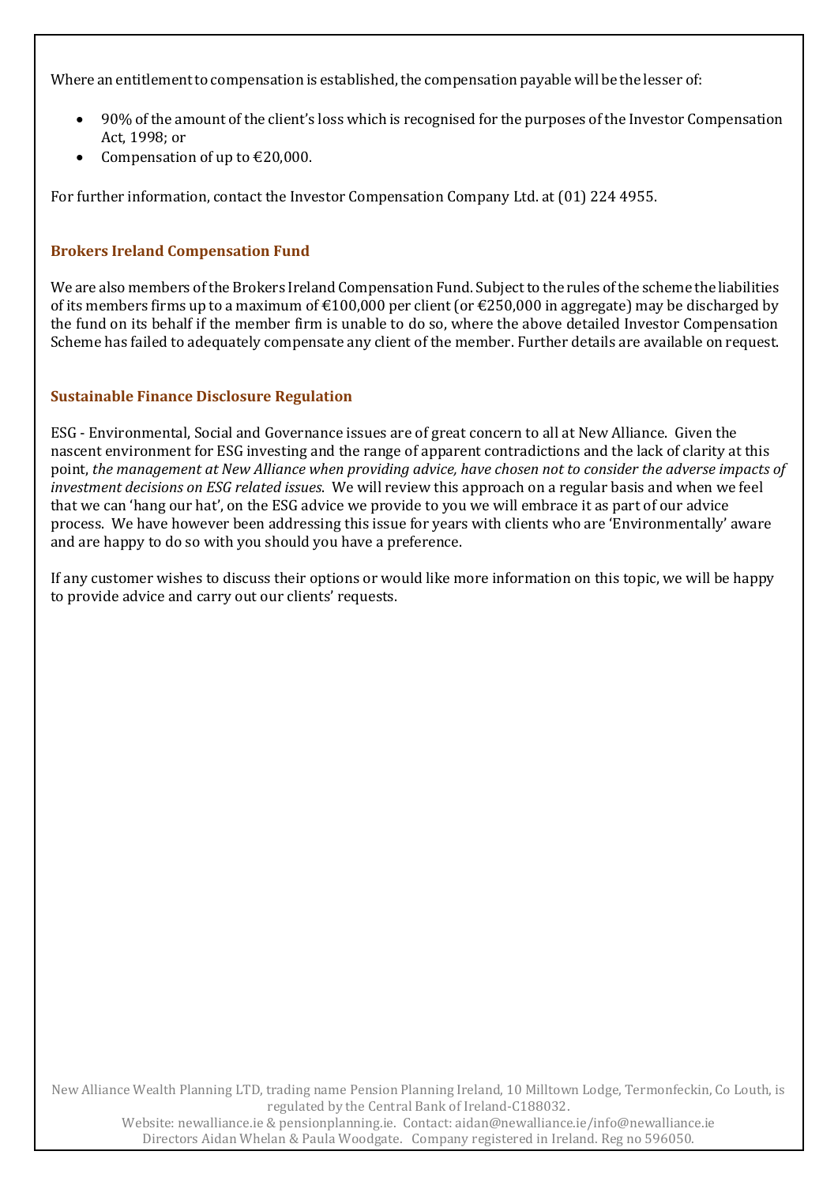Where an entitlement to compensation is established, the compensation payable will be the lesser of:

- 90% of the amount of the client's loss which is recognised for the purposes of the Investor Compensation Act, 1998; or
- Compensation of up to €20,000.

For further information, contact the Investor Compensation Company Ltd. at (01) 224 4955.

### Brokers Ireland Compensation Fund

We are also members of the Brokers Ireland Compensation Fund. Subject to the rules of the scheme the liabilities of its members firms up to a maximum of €100,000 per client (or €250,000 in aggregate) may be discharged by the fund on its behalf if the member firm is unable to do so, where the above detailed Investor Compensation Scheme has failed to adequately compensate any client of the member. Further details are available on request.

### Sustainable Finance Disclosure Regulation

ESG - Environmental, Social and Governance issues are of great concern to all at New Alliance. Given the nascent environment for ESG investing and the range of apparent contradictions and the lack of clarity at this point, *the management at New Alliance when providing advice, have chosen not to consider the adverse impacts of investment decisions on ESG related issues*. We will review this approach on a regular basis and when we feel that we can 'hang our hat', on the ESG advice we provide to you we will embrace it as part of our advice process. We have however been addressing this issue for years with clients who are 'Environmentally' aware and are happy to do so with you should you have a preference.

If any customer wishes to discuss their options or would like more information on this topic, we will be happy to provide advice and carry out our clients' requests.